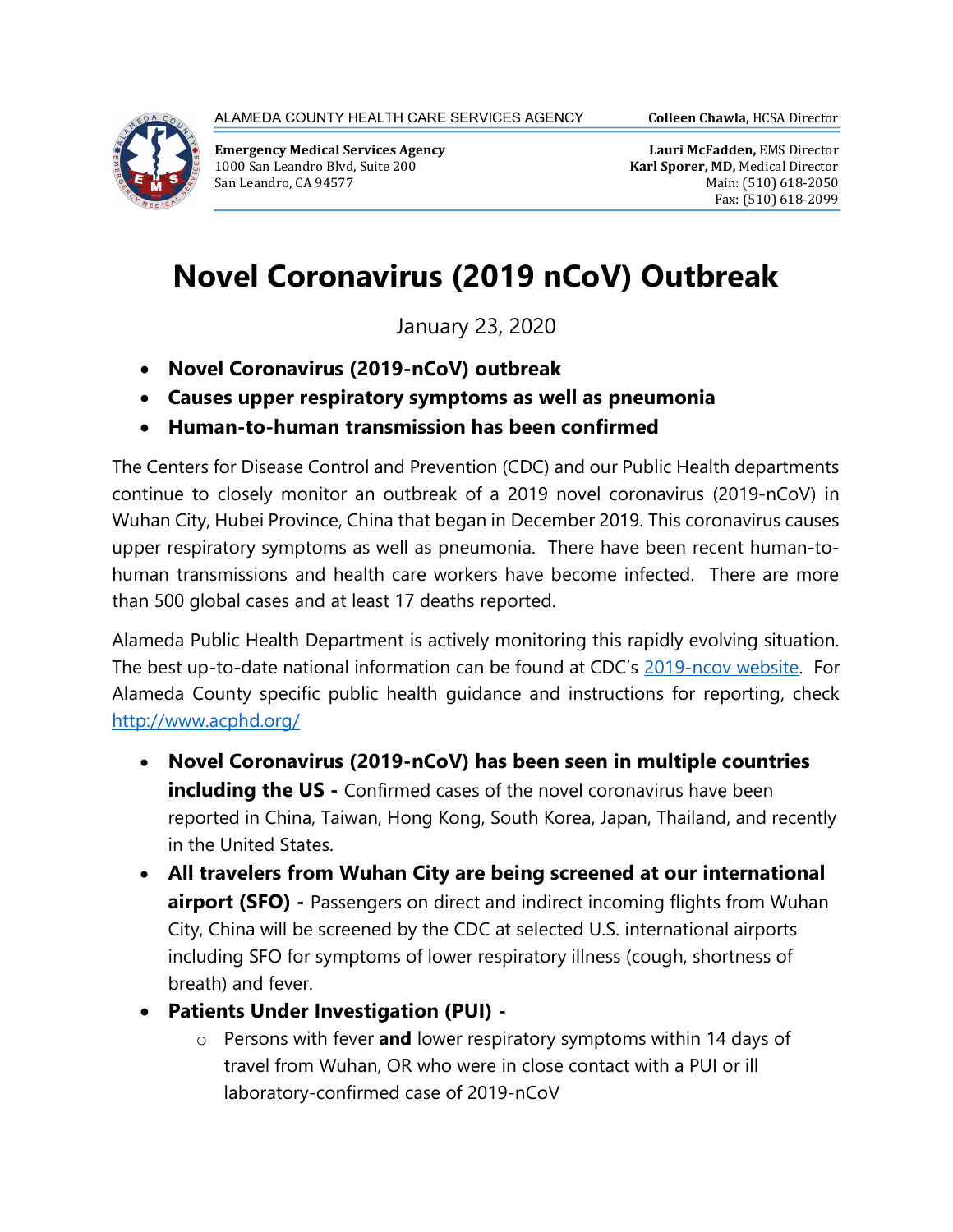ALAMEDA COUNTY HEALTH CARE SERVICES AGENCY

**Colleen Chawla,** HCSA Director

**Emergency Medical Services Agency**
1000 San Leandro Blvd, Suite 200
San Leandro, CA 94577

**Lauri McFadden,** EMS Director
**Karl Sporer, MD,** Medical Director
Main: (510) 618-2050
Fax: (510) 618-2099

# Novel Coronavirus (2019 nCoV) Outbreak

January 23, 2020

- **Novel Coronavirus (2019-nCoV) outbreak**
- **Causes upper respiratory symptoms as well as pneumonia**
- **Human-to-human transmission has been confirmed**

The Centers for Disease Control and Prevention (CDC) and our Public Health departments continue to closely monitor an outbreak of a 2019 novel coronavirus (2019-nCoV) in Wuhan City, Hubei Province, China that began in December 2019. This coronavirus causes upper respiratory symptoms as well as pneumonia. There have been recent human-to-human transmissions and health care workers have become infected. There are more than 500 global cases and at least 17 deaths reported.

Alameda Public Health Department is actively monitoring this rapidly evolving situation. The best up-to-date national information can be found at CDC's [2019-ncov website](). For Alameda County specific public health guidance and instructions for reporting, check [http://www.acphd.org/](http://www.acphd.org/)

- **Novel Coronavirus (2019-nCoV) has been seen in multiple countries including the US -** Confirmed cases of the novel coronavirus have been reported in China, Taiwan, Hong Kong, South Korea, Japan, Thailand, and recently in the United States.
- **All travelers from Wuhan City are being screened at our international airport (SFO) -** Passengers on direct and indirect incoming flights from Wuhan City, China will be screened by the CDC at selected U.S. international airports including SFO for symptoms of lower respiratory illness (cough, shortness of breath) and fever.
- **Patients Under Investigation (PUI) -**
  - Persons with fever **and** lower respiratory symptoms within 14 days of travel from Wuhan, OR who were in close contact with a PUI or ill laboratory-confirmed case of 2019-nCoV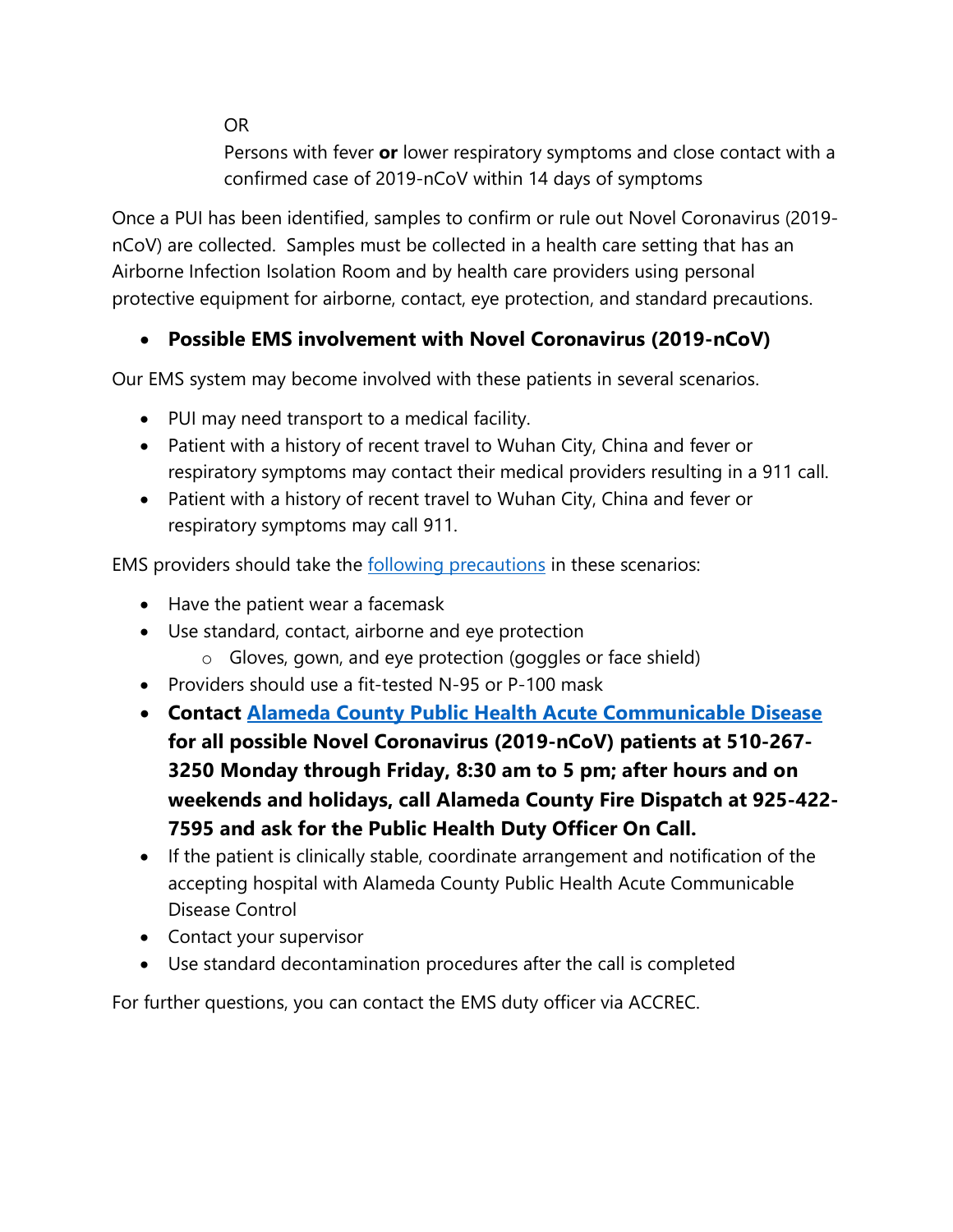OR

Persons with fever **or** lower respiratory symptoms and close contact with a confirmed case of 2019-nCoV within 14 days of symptoms

Once a PUI has been identified, samples to confirm or rule out Novel Coronavirus (2019-nCoV) are collected. Samples must be collected in a health care setting that has an Airborne Infection Isolation Room and by health care providers using personal protective equipment for airborne, contact, eye protection, and standard precautions.

- **Possible EMS involvement with Novel Coronavirus (2019-nCoV)**

Our EMS system may become involved with these patients in several scenarios.

- PUI may need transport to a medical facility.
- Patient with a history of recent travel to Wuhan City, China and fever or respiratory symptoms may contact their medical providers resulting in a 911 call.
- Patient with a history of recent travel to Wuhan City, China and fever or respiratory symptoms may call 911.

EMS providers should take the following precautions in these scenarios:

- Have the patient wear a facemask
- Use standard, contact, airborne and eye protection
  - Gloves, gown, and eye protection (goggles or face shield)
- Providers should use a fit-tested N-95 or P-100 mask
- **Contact Alameda County Public Health Acute Communicable Disease for all possible Novel Coronavirus (2019-nCoV) patients at 510-267-3250 Monday through Friday, 8:30 am to 5 pm; after hours and on weekends and holidays, call Alameda County Fire Dispatch at 925-422-7595 and ask for the Public Health Duty Officer On Call.**
- If the patient is clinically stable, coordinate arrangement and notification of the accepting hospital with Alameda County Public Health Acute Communicable Disease Control
- Contact your supervisor
- Use standard decontamination procedures after the call is completed

For further questions, you can contact the EMS duty officer via ACCREC.